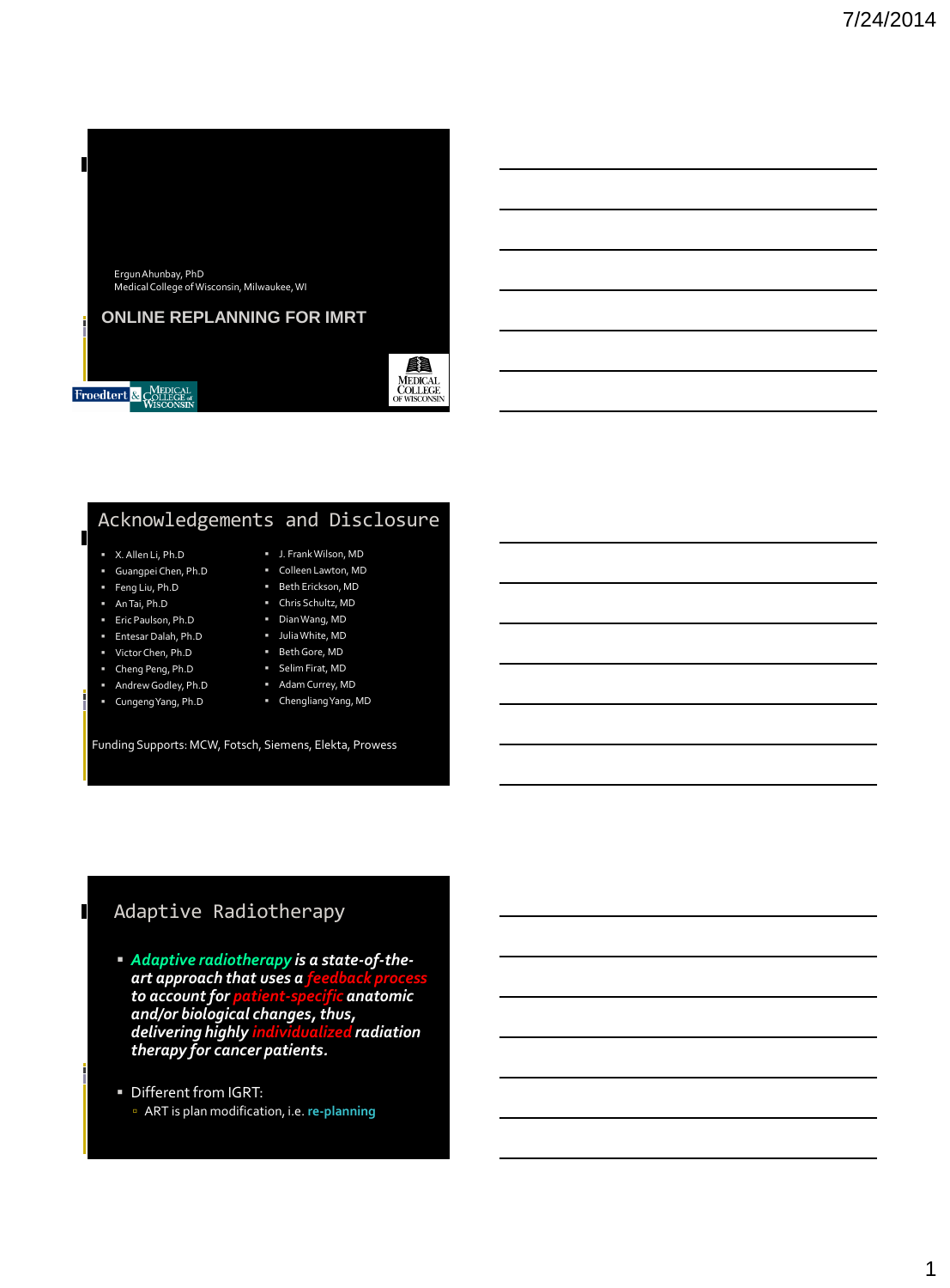Ergun Ahunbay, PhD
Medical College of Wisconsin, Milwaukee, WI

# ONLINE REPLANNING FOR IMRT

## Acknowledgements and Disclosure

- X. Allen Li, Ph.D
- Guangpei Chen, Ph.D
- Feng Liu, Ph.D
- An Tai, Ph.D
- Eric Paulson, Ph.D
- Entesar Dalah, Ph.D
- Victor Chen, Ph.D
- Cheng Peng, Ph.D
- Andrew Godley, Ph.D
- Cungeng Yang, Ph.D
- J. Frank Wilson, MD
- Colleen Lawton, MD
- Beth Erickson, MD
- Chris Schultz, MD
- Dian Wang, MD
- Julia White, MD
- Beth Gore, MD
- Selim Firat, MD
- Adam Currey, MD
- Chengliang Yang, MD

Funding Supports: MCW, Fotsch, Siemens, Elekta, Prowess

## Adaptive Radiotherapy

- ***Adaptive radiotherapy is a state-of-the-art approach that uses a feedback process to account for patient-specific anatomic and/or biological changes, thus, delivering highly individualized radiation therapy for cancer patients.***
- Different from IGRT:
  - ART is plan modification, i.e. **re-planning**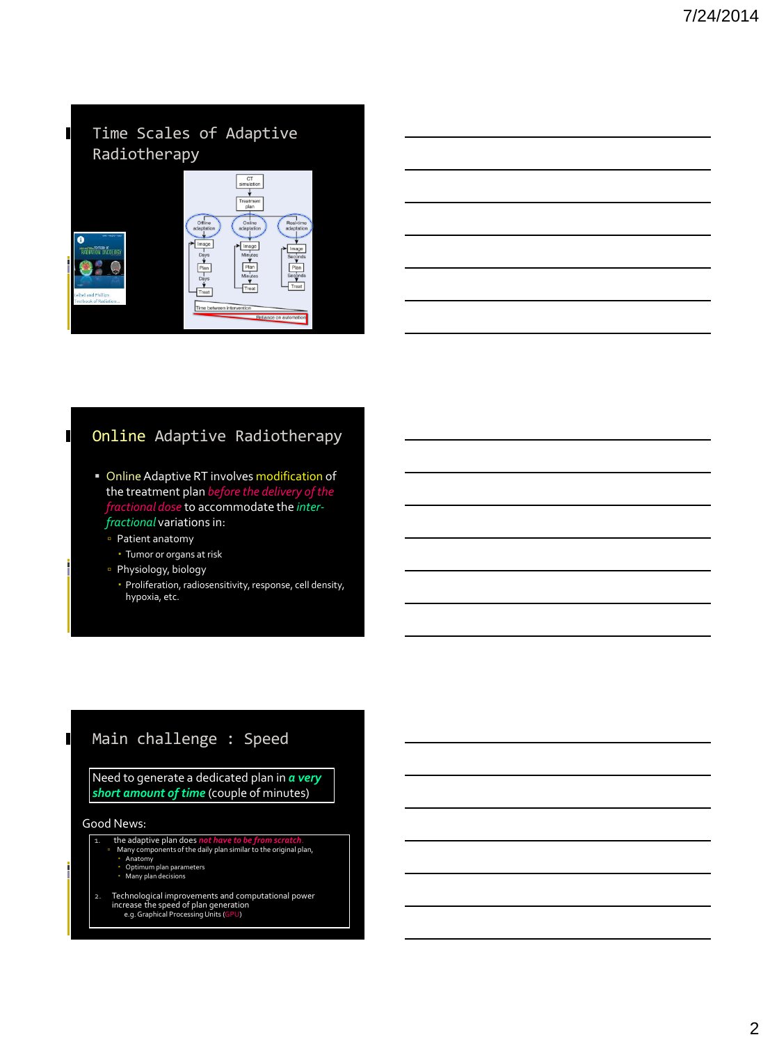## Time Scales of Adaptive Radiotherapy

CT simulation → Treatment plan

| Offline adaptation | Online adaptation | Real-time adaptation |
|---|---|---|
| Image | Image | Image |
| Days | Minutes | Seconds |
| Plan | Plan | Plan |
| Days | Minutes | Seconds |
| Treat | Treat | Treat |

Time between intervention

Reliance on automation

## Online Adaptive Radiotherapy

- Online Adaptive RT involves modification of the treatment plan *before the delivery of the fractional dose* to accommodate the *inter-fractional* variations in:
  - Patient anatomy
    - Tumor or organs at risk
  - Physiology, biology
    - Proliferation, radiosensitivity, response, cell density, hypoxia, etc.

## Main challenge : Speed

Need to generate a dedicated plan in ***a very short amount of time*** (couple of minutes)

Good News:

1. the adaptive plan does ***not have to be from scratch.***
   - Many components of the daily plan similar to the original plan,
     - Anatomy
     - Optimum plan parameters
     - Many plan decisions
2. Technological improvements and computational power increase the speed of plan generation
   e.g. Graphical Processing Units (GPU)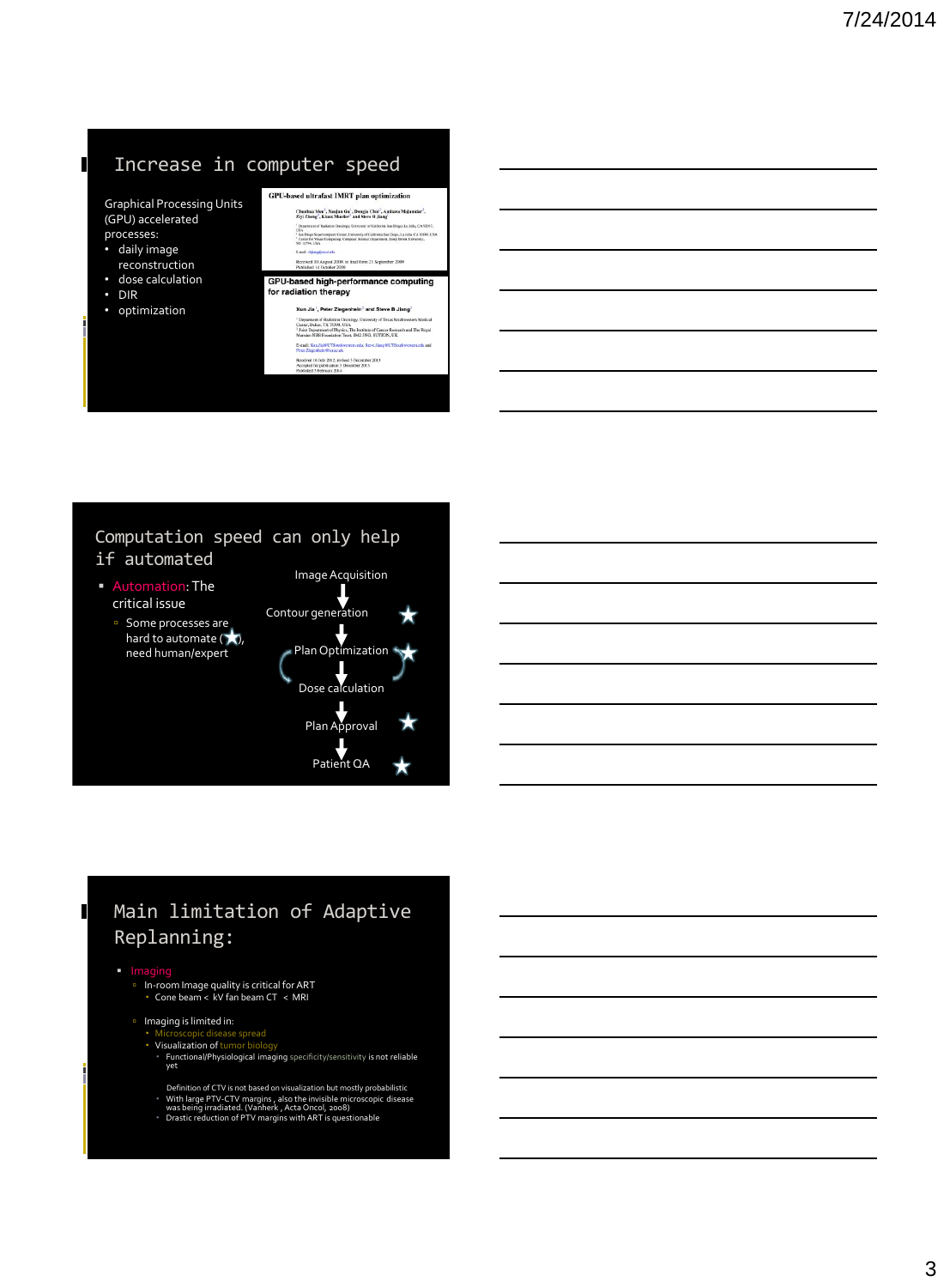## Increase in computer speed

Graphical Processing Units (GPU) accelerated processes:

- daily image reconstruction
- dose calculation
- DIR
- optimization

**GPU-based ultrafast IMRT plan optimization**

**GPU-based high-performance computing for radiation therapy**

Xun Jia, Peter Ziegenhein and Steve B Jiang

## Computation speed can only help if automated

- Automation: The critical issue
  - Some processes are hard to automate (★), need human/expert

Image Acquisition
↓
Contour generation ★
↓
Plan Optimization ★
↓
Dose calculation
↓
Plan Approval ★
↓
Patient QA ★

## Main limitation of Adaptive Replanning:

- Imaging
  - In-room Image quality is critical for ART
    - Cone beam < kV fan beam CT < MRI
  - Imaging is limited in:
    - Microscopic disease spread
    - Visualization of tumor biology
      - Functional/Physiological imaging specificity/sensitivity is not reliable yet

      Definition of CTV is not based on visualization but mostly probabilistic
      - With large PTV-CTV margins , also the invisible microscopic disease was being irradiated. (Vanherk , Acta Oncol, 2008)
      - Drastic reduction of PTV margins with ART is questionable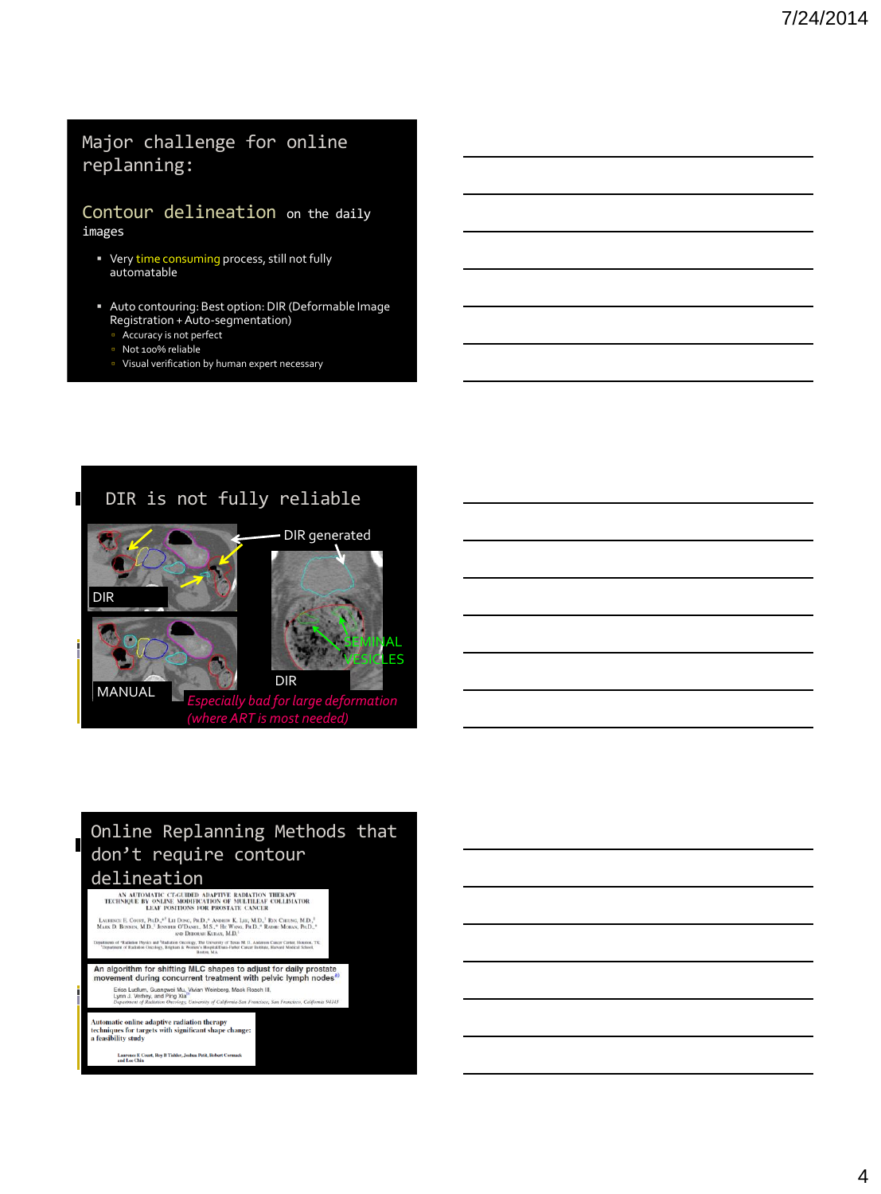## Major challenge for online replanning:

**Contour delineation** on the daily images

- Very time consuming process, still not fully automatable
- Auto contouring: Best option: DIR (Deformable Image Registration + Auto-segmentation)
  - Accuracy is not perfect
  - Not 100% reliable
  - Visual verification by human expert necessary

## DIR is not fully reliable

DIR generated

DIR

MANUAL

SEMINAL VESICLES

DIR

*Especially bad for large deformation (where ART is most needed)*

## Online Replanning Methods that don't require contour delineation

AN AUTOMATIC CT-GUIDED ADAPTIVE RADIATION THERAPY TECHNIQUE BY ONLINE MODIFICATION OF MULTILEAF COLLIMATOR LEAF POSITIONS FOR PROSTATE CANCER

An algorithm for shifting MLC shapes to adjust for daily prostate movement during concurrent treatment with pelvic lymph nodes

Automatic online adaptive radiation therapy techniques for targets with significant shape change: a feasibility study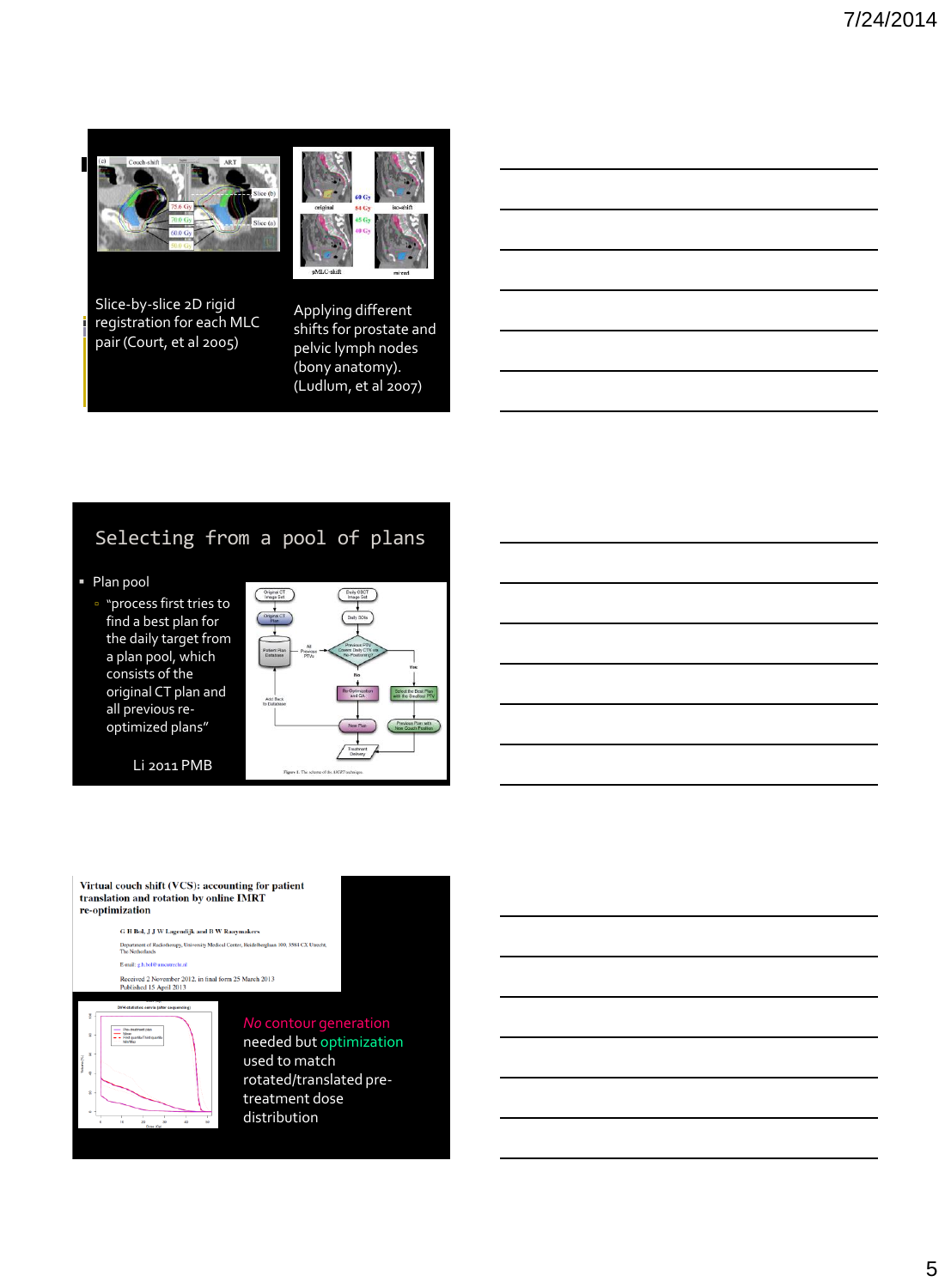Slice-by-slice 2D rigid registration for each MLC pair (Court, et al 2005)

Applying different shifts for prostate and pelvic lymph nodes (bony anatomy). (Ludlum, et al 2007)

## Selecting from a pool of plans

- Plan pool
  - "process first tries to find a best plan for the daily target from a plan pool, which consists of the original CT plan and all previous re-optimized plans"

Li 2011 PMB

Virtual couch shift (VCS): accounting for patient translation and rotation by online IMRT re-optimization

G H Bol, J J W Lagendijk and B W Raaymakers

Department of Radiotherapy, University Medical Center, Heidelberglaan 100, 3584 CX Utrecht, The Netherlands

E-mail: g.h.bol@umcutrecht.nl

Received 2 November 2012, in final form 25 March 2013
Published 15 April 2013

*No* contour generation needed but optimization used to match rotated/translated pre-treatment dose distribution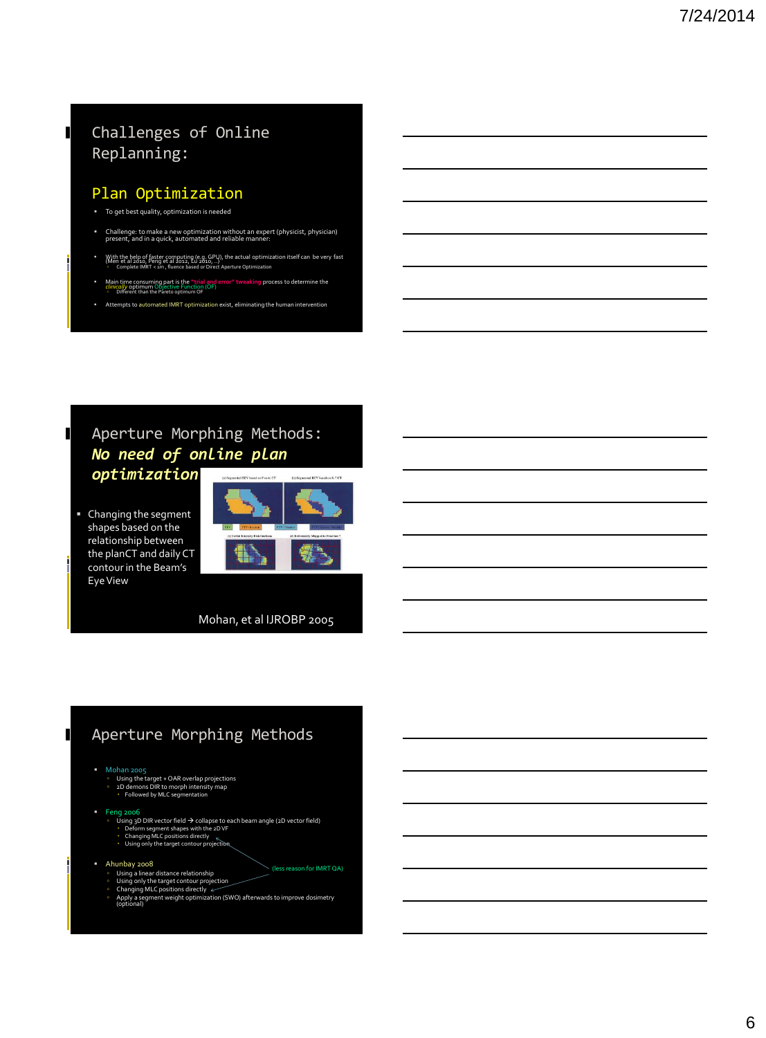## Challenges of Online Replanning:

### Plan Optimization

- To get best quality, optimization is needed
- Challenge: to make a new optimization without an expert (physicist, physician) present, and in a quick, automated and reliable manner:
- With the help of faster computing (e.g. GPU), the actual optimization itself can be very fast (Men et al 2010, Peng et al 2012, Lu 2010, ...)
  - Complete IMRT < 1m, fluence based or Direct Aperture Optimization
- Main time consuming part is the "trial and error" tweaking process to determine the *clinically* optimum Objective Function (OF)
  - Different than the Pareto optimum OF
- Attempts to automated IMRT optimization exist, eliminating the human intervention

## Aperture Morphing Methods: *No need of online plan optimization*

- Changing the segment shapes based on the relationship between the planCT and daily CT contour in the Beam's Eye View

Mohan, et al IJROBP 2005

## Aperture Morphing Methods

- Mohan 2005
  - Using the target + OAR overlap projections
  - 2D demons DIR to morph intensity map
    - Followed by MLC segmentation
- Feng 2006
  - Using 3D DIR vector field → collapse to each beam angle (2D vector field)
    - Deform segment shapes with the 2D VF
    - Changing MLC positions directly
    - Using only the target contour projection
- Ahunbay 2008
  - Using a linear distance relationship
  - Using only the target contour projection
  - Changing MLC positions directly
  - Apply a segment weight optimization (SWO) afterwards to improve dosimetry (optional)

(less reason for IMRT QA)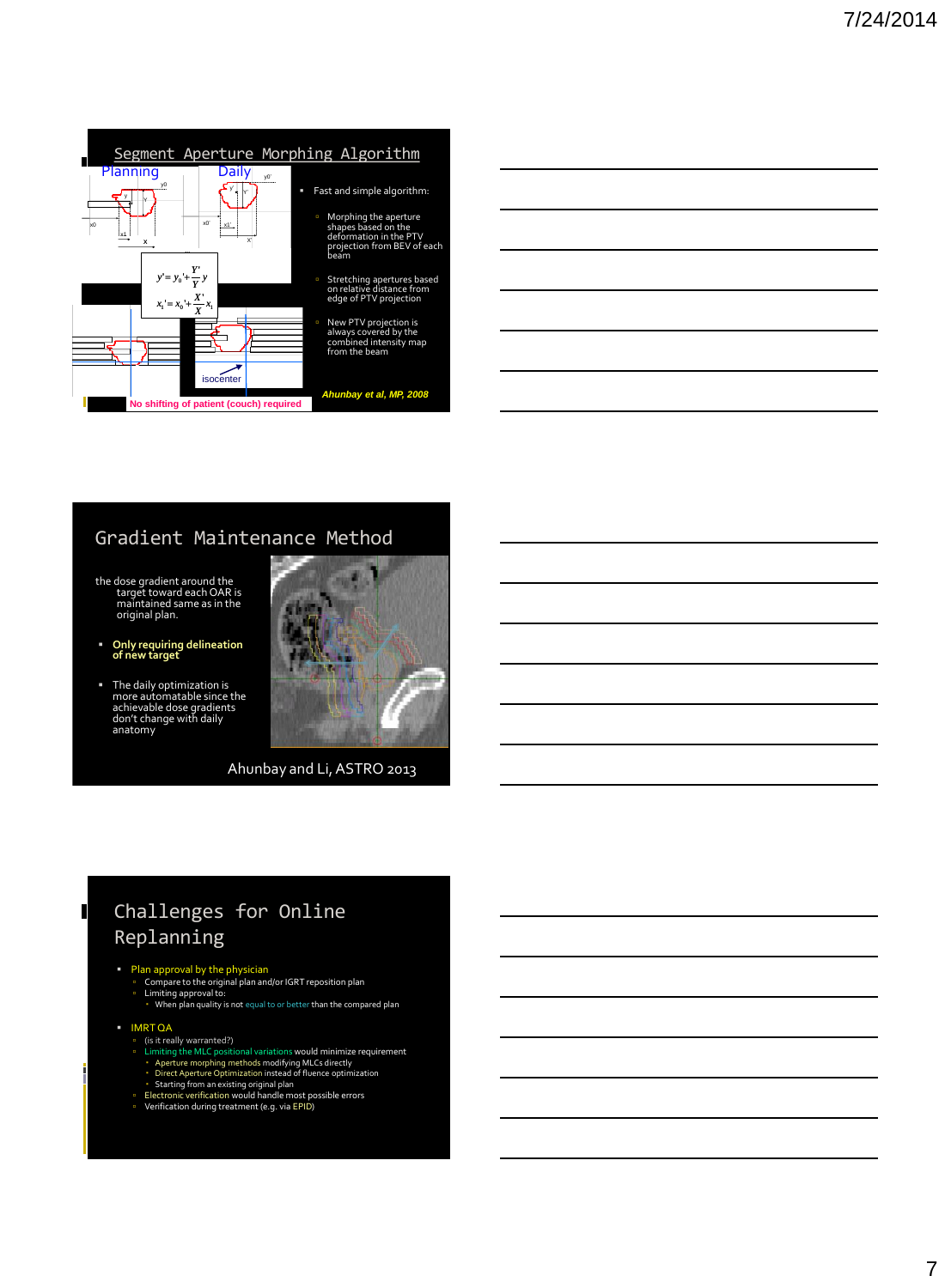## Segment Aperture Morphing Algorithm

Planning | Daily

$$y' = y_0' + \frac{Y'}{Y} y$$

$$x_1' = x_0' + \frac{X'}{X} x_1$$

isocenter

No shifting of patient (couch) required

- Fast and simple algorithm:
  - Morphing the aperture shapes based on the deformation in the PTV projection from BEV of each beam
  - Stretching apertures based on relative distance from edge of PTV projection
  - New PTV projection is always covered by the combined intensity map from the beam

*Ahunbay et al, MP, 2008*

## Gradient Maintenance Method

the dose gradient around the target toward each OAR is maintained same as in the original plan.

- **Only requiring delineation of new target**
- The daily optimization is more automatable since the achievable dose gradients don't change with daily anatomy

Ahunbay and Li, ASTRO 2013

## Challenges for Online Replanning

- Plan approval by the physician
  - Compare to the original plan and/or IGRT reposition plan
  - Limiting approval to:
    - When plan quality is not equal to or better than the compared plan
- IMRT QA
  - (is it really warranted?)
  - Limiting the MLC positional variations would minimize requirement
    - Aperture morphing methods modifying MLCs directly
    - Direct Aperture Optimization instead of fluence optimization
    - Starting from an existing original plan
  - Electronic verification would handle most possible errors
  - Verification during treatment (e.g. via EPID)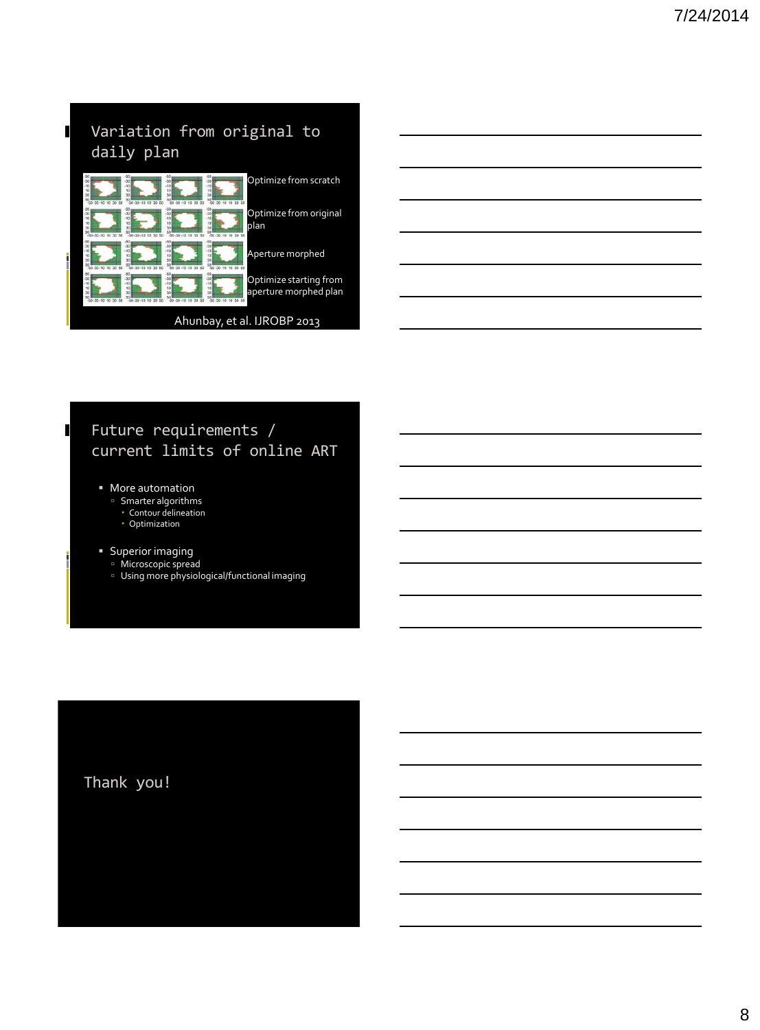## Variation from original to daily plan

Optimize from scratch

Optimize from original plan

Aperture morphed

Optimize starting from aperture morphed plan

Ahunbay, et al. IJROBP 2013

## Future requirements / current limits of online ART

- More automation
  - Smarter algorithms
    - Contour delineation
    - Optimization
- Superior imaging
  - Microscopic spread
  - Using more physiological/functional imaging

## Thank you!